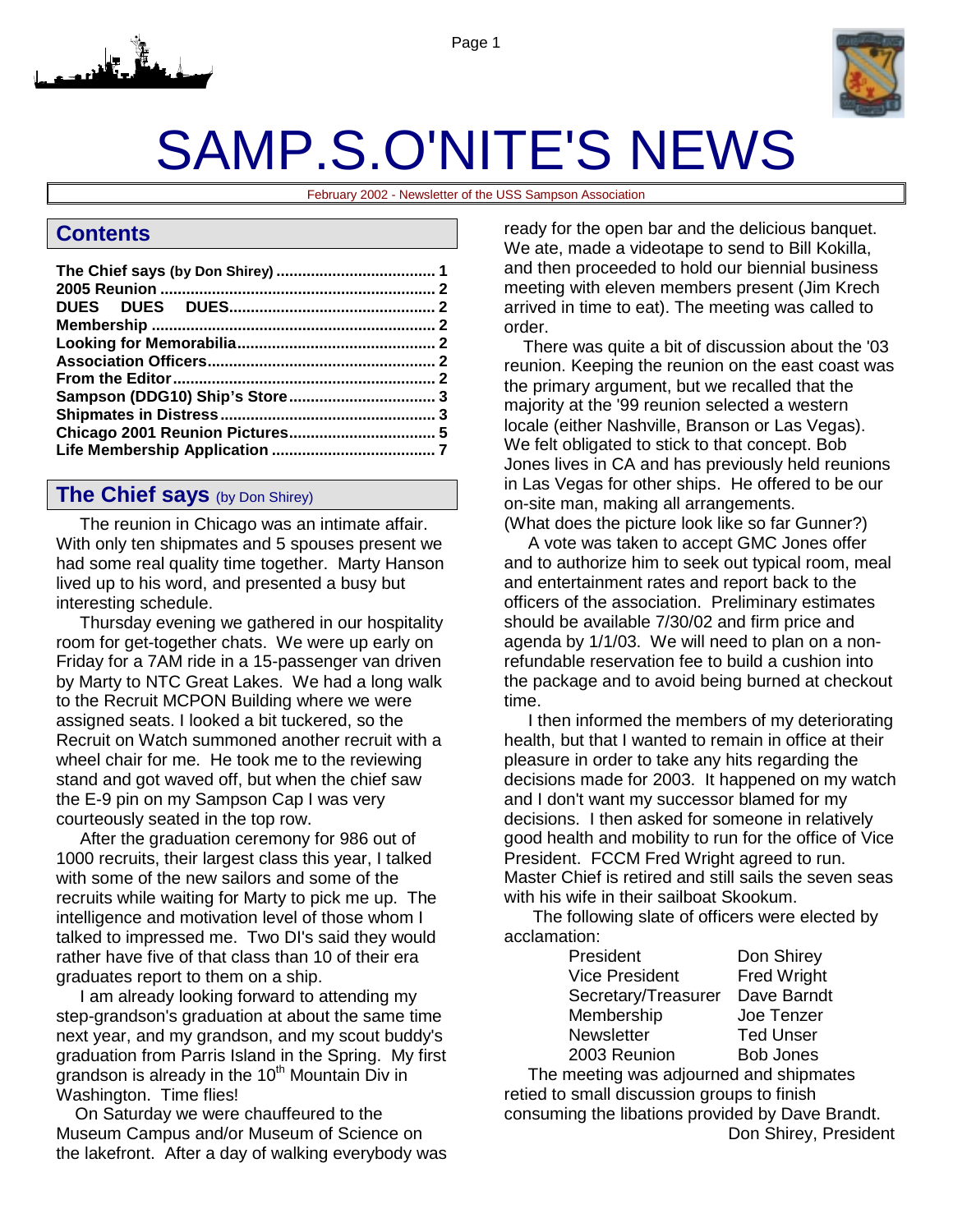# SAMP.S.O'NITE'S NEWS

February 2002 - Newsletter of the USS Sampson Association

## Contents

| | |
|---|---|
| **The Chief says (by Don Shirey)** | **1** |
| **2005 Reunion** | **2** |
| **DUES DUES DUES** | **2** |
| **Membership** | **2** |
| **Looking for Memorabilia** | **2** |
| **Association Officers** | **2** |
| **From the Editor** | **2** |
| **Sampson (DDG10) Ship's Store** | **3** |
| **Shipmates in Distress** | **3** |
| **Chicago 2001 Reunion Pictures** | **5** |
| **Life Membership Application** | **7** |

## The Chief says (by Don Shirey)

The reunion in Chicago was an intimate affair. With only ten shipmates and 5 spouses present we had some real quality time together. Marty Hanson lived up to his word, and presented a busy but interesting schedule.

Thursday evening we gathered in our hospitality room for get-together chats. We were up early on Friday for a 7AM ride in a 15-passenger van driven by Marty to NTC Great Lakes. We had a long walk to the Recruit MCPON Building where we were assigned seats. I looked a bit tuckered, so the Recruit on Watch summoned another recruit with a wheel chair for me. He took me to the reviewing stand and got waved off, but when the chief saw the E-9 pin on my Sampson Cap I was very courteously seated in the top row.

After the graduation ceremony for 986 out of 1000 recruits, their largest class this year, I talked with some of the new sailors and some of the recruits while waiting for Marty to pick me up. The intelligence and motivation level of those whom I talked to impressed me. Two DI's said they would rather have five of that class than 10 of their era graduates report to them on a ship.

I am already looking forward to attending my step-grandson's graduation at about the same time next year, and my grandson, and my scout buddy's graduation from Parris Island in the Spring. My first grandson is already in the 10th Mountain Div in Washington. Time flies!

On Saturday we were chauffeured to the Museum Campus and/or Museum of Science on the lakefront. After a day of walking everybody was ready for the open bar and the delicious banquet. We ate, made a videotape to send to Bill Kokilla, and then proceeded to hold our biennial business meeting with eleven members present (Jim Krech arrived in time to eat). The meeting was called to order.

There was quite a bit of discussion about the '03 reunion. Keeping the reunion on the east coast was the primary argument, but we recalled that the majority at the '99 reunion selected a western locale (either Nashville, Branson or Las Vegas). We felt obligated to stick to that concept. Bob Jones lives in CA and has previously held reunions in Las Vegas for other ships. He offered to be our on-site man, making all arrangements. (What does the picture look like so far Gunner?)

A vote was taken to accept GMC Jones offer and to authorize him to seek out typical room, meal and entertainment rates and report back to the officers of the association. Preliminary estimates should be available 7/30/02 and firm price and agenda by 1/1/03. We will need to plan on a non-refundable reservation fee to build a cushion into the package and to avoid being burned at checkout time.

I then informed the members of my deteriorating health, but that I wanted to remain in office at their pleasure in order to take any hits regarding the decisions made for 2003. It happened on my watch and I don't want my successor blamed for my decisions. I then asked for someone in relatively good health and mobility to run for the office of Vice President. FCCM Fred Wright agreed to run. Master Chief is retired and still sails the seven seas with his wife in their sailboat Skookum.

The following slate of officers were elected by acclamation:

| | |
|---|---|
| President | Don Shirey |
| Vice President | Fred Wright |
| Secretary/Treasurer | Dave Barndt |
| Membership | Joe Tenzer |
| Newsletter | Ted Unser |
| 2003 Reunion | Bob Jones |

The meeting was adjourned and shipmates retied to small discussion groups to finish consuming the libations provided by Dave Brandt.

Don Shirey, President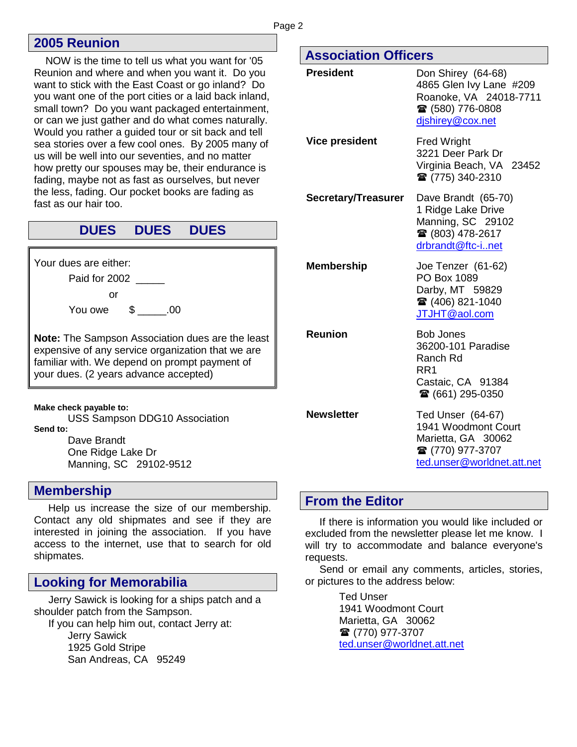## 2005 Reunion

NOW is the time to tell us what you want for '05 Reunion and where and when you want it. Do you want to stick with the East Coast or go inland? Do you want one of the port cities or a laid back inland, small town? Do you want packaged entertainment, or can we just gather and do what comes naturally. Would you rather a guided tour or sit back and tell sea stories over a few cool ones. By 2005 many of us will be well into our seventies, and no matter how pretty our spouses may be, their endurance is fading, maybe not as fast as ourselves, but never the less, fading. Our pocket books are fading as fast as our hair too.

## DUES DUES DUES

Your dues are either:

Paid for 2002 _____

or

You owe $ _____.00

**Note:** The Sampson Association dues are the least expensive of any service organization that we are familiar with. We depend on prompt payment of your dues. (2 years advance accepted)

**Make check payable to:**

USS Sampson DDG10 Association

**Send to:**

Dave Brandt
One Ridge Lake Dr
Manning, SC 29102-9512

## Membership

Help us increase the size of our membership. Contact any old shipmates and see if they are interested in joining the association. If you have access to the internet, use that to search for old shipmates.

## Looking for Memorabilia

Jerry Sawick is looking for a ships patch and a shoulder patch from the Sampson.

If you can help him out, contact Jerry at:

Jerry Sawick
1925 Gold Stripe
San Andreas, CA 95249

## Association Officers

| | |
|---|---|
| **President** | Don Shirey (64-68)<br>4865 Glen Ivy Lane #209<br>Roanoke, VA 24018-7711<br>☎ (580) 776-0808<br>djshirey@cox.net |
| **Vice president** | Fred Wright<br>3221 Deer Park Dr<br>Virginia Beach, VA 23452<br>☎ (775) 340-2310 |
| **Secretary/Treasurer** | Dave Brandt (65-70)<br>1 Ridge Lake Drive<br>Manning, SC 29102<br>☎ (803) 478-2617<br>drbrandt@ftc-i..net |
| **Membership** | Joe Tenzer (61-62)<br>PO Box 1089<br>Darby, MT 59829<br>☎ (406) 821-1040<br>JTJHT@aol.com |
| **Reunion** | Bob Jones<br>36200-101 Paradise Ranch Rd<br>RR1<br>Castaic, CA 91384<br>☎ (661) 295-0350 |
| **Newsletter** | Ted Unser (64-67)<br>1941 Woodmont Court<br>Marietta, GA 30062<br>☎ (770) 977-3707<br>ted.unser@worldnet.att.net |

## From the Editor

If there is information you would like included or excluded from the newsletter please let me know. I will try to accommodate and balance everyone's requests.

Send or email any comments, articles, stories, or pictures to the address below:

Ted Unser
1941 Woodmont Court
Marietta, GA 30062
☎ (770) 977-3707
ted.unser@worldnet.att.net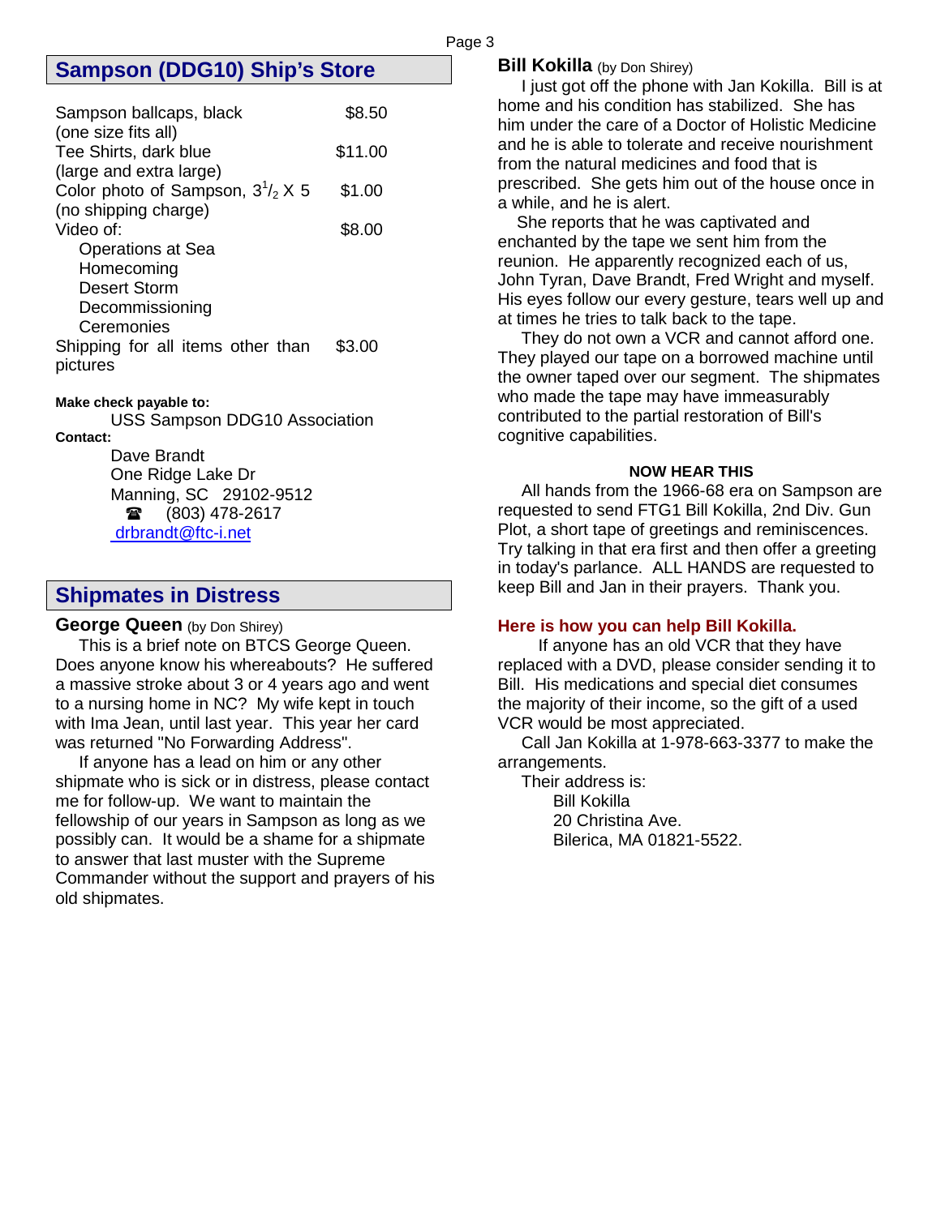## Sampson (DDG10) Ship's Store

| | |
|---|---|
| Sampson ballcaps, black (one size fits all) | $8.50 |
| Tee Shirts, dark blue (large and extra large) | $11.00 |
| Color photo of Sampson, $3^1/_2$ X 5 (no shipping charge) | $1.00 |
| Video of: Operations at Sea, Homecoming, Desert Storm, Decommissioning Ceremonies | $8.00 |
| Shipping for all items other than pictures | $3.00 |

**Make check payable to:**

USS Sampson DDG10 Association

**Contact:**

Dave Brandt
One Ridge Lake Dr
Manning, SC 29102-9512
☎ (803) 478-2617
drbrandt@ftc-i.net

## Shipmates in Distress

**George Queen** (by Don Shirey)

This is a brief note on BTCS George Queen. Does anyone know his whereabouts? He suffered a massive stroke about 3 or 4 years ago and went to a nursing home in NC? My wife kept in touch with Ima Jean, until last year. This year her card was returned "No Forwarding Address".

If anyone has a lead on him or any other shipmate who is sick or in distress, please contact me for follow-up. We want to maintain the fellowship of our years in Sampson as long as we possibly can. It would be a shame for a shipmate to answer that last muster with the Supreme Commander without the support and prayers of his old shipmates.

**Bill Kokilla** (by Don Shirey)

I just got off the phone with Jan Kokilla. Bill is at home and his condition has stabilized. She has him under the care of a Doctor of Holistic Medicine and he is able to tolerate and receive nourishment from the natural medicines and food that is prescribed. She gets him out of the house once in a while, and he is alert.

She reports that he was captivated and enchanted by the tape we sent him from the reunion. He apparently recognized each of us, John Tyran, Dave Brandt, Fred Wright and myself. His eyes follow our every gesture, tears well up and at times he tries to talk back to the tape.

They do not own a VCR and cannot afford one. They played our tape on a borrowed machine until the owner taped over our segment. The shipmates who made the tape may have immeasurably contributed to the partial restoration of Bill's cognitive capabilities.

**NOW HEAR THIS**

All hands from the 1966-68 era on Sampson are requested to send FTG1 Bill Kokilla, 2nd Div. Gun Plot, a short tape of greetings and reminiscences. Try talking in that era first and then offer a greeting in today's parlance. ALL HANDS are requested to keep Bill and Jan in their prayers. Thank you.

**Here is how you can help Bill Kokilla.**

If anyone has an old VCR that they have replaced with a DVD, please consider sending it to Bill. His medications and special diet consumes the majority of their income, so the gift of a used VCR would be most appreciated.

Call Jan Kokilla at 1-978-663-3377 to make the arrangements.

Their address is:

Bill Kokilla
20 Christina Ave.
Bilerica, MA 01821-5522.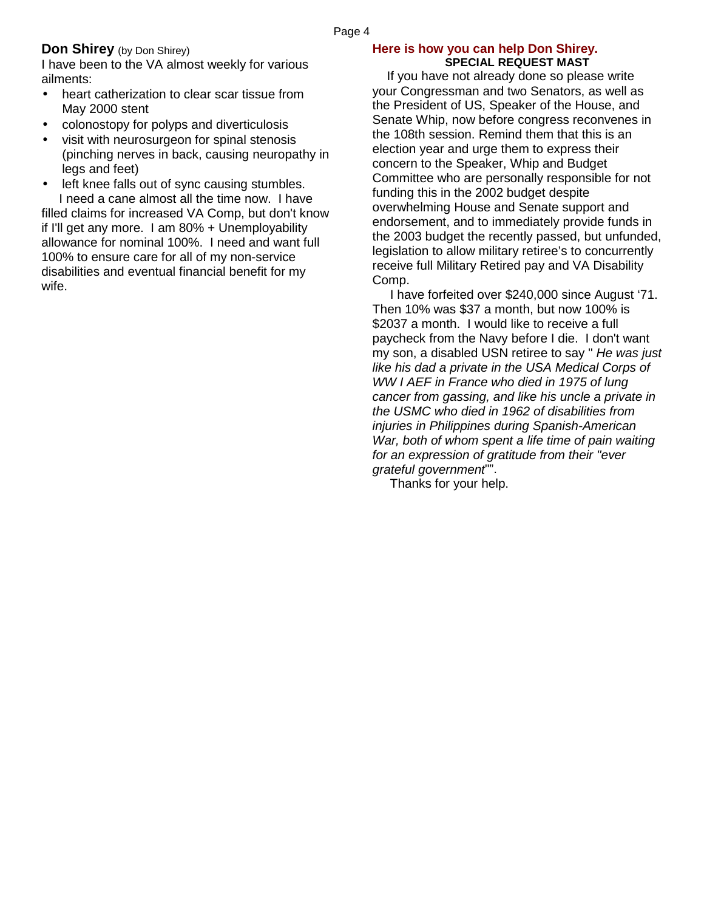## **Don Shirey** (by Don Shirey)

I have been to the VA almost weekly for various ailments:

- heart catherization to clear scar tissue from May 2000 stent
- colonostopy for polyps and diverticulosis
- visit with neurosurgeon for spinal stenosis (pinching nerves in back, causing neuropathy in legs and feet)
- left knee falls out of sync causing stumbles.

I need a cane almost all the time now. I have filled claims for increased VA Comp, but don't know if I'll get any more. I am 80% + Unemployability allowance for nominal 100%. I need and want full 100% to ensure care for all of my non-service disabilities and eventual financial benefit for my wife.

## **Here is how you can help Don Shirey.**

**SPECIAL REQUEST MAST**

If you have not already done so please write your Congressman and two Senators, as well as the President of US, Speaker of the House, and Senate Whip, now before congress reconvenes in the 108th session. Remind them that this is an election year and urge them to express their concern to the Speaker, Whip and Budget Committee who are personally responsible for not funding this in the 2002 budget despite overwhelming House and Senate support and endorsement, and to immediately provide funds in the 2003 budget the recently passed, but unfunded, legislation to allow military retiree's to concurrently receive full Military Retired pay and VA Disability Comp.

I have forfeited over $240,000 since August '71. Then 10% was $37 a month, but now 100% is $2037 a month. I would like to receive a full paycheck from the Navy before I die. I don't want my son, a disabled USN retiree to say " *He was just like his dad a private in the USA Medical Corps of WW I AEF in France who died in 1975 of lung cancer from gassing, and like his uncle a private in the USMC who died in 1962 of disabilities from injuries in Philippines during Spanish-American War, both of whom spent a life time of pain waiting for an expression of gratitude from their "ever grateful government*"".

Thanks for your help.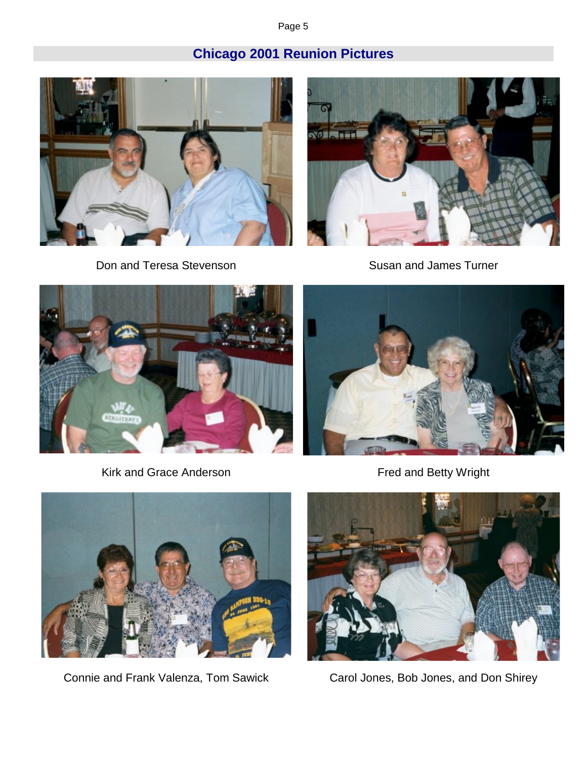## Chicago 2001 Reunion Pictures

Don and Teresa Stevenson

Susan and James Turner

Kirk and Grace Anderson

Fred and Betty Wright

Connie and Frank Valenza, Tom Sawick

Carol Jones, Bob Jones, and Don Shirey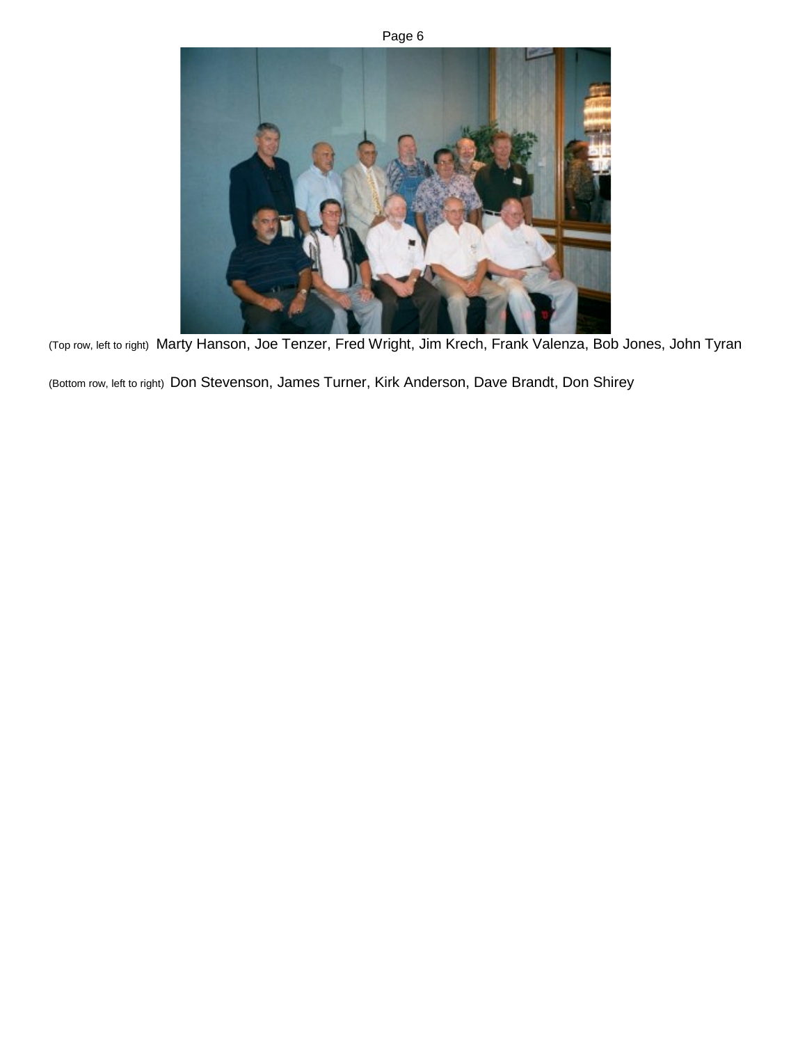(Top row, left to right) Marty Hanson, Joe Tenzer, Fred Wright, Jim Krech, Frank Valenza, Bob Jones, John Tyran

(Bottom row, left to right) Don Stevenson, James Turner, Kirk Anderson, Dave Brandt, Don Shirey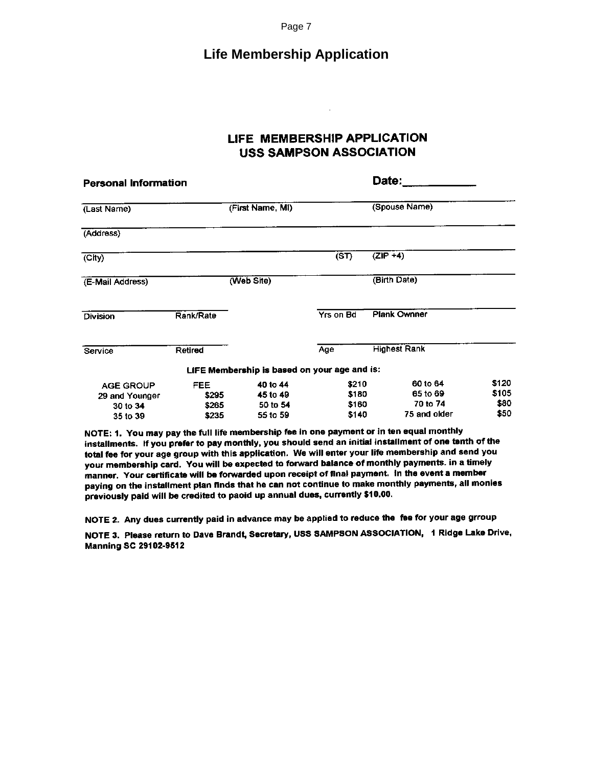# Life Membership Application

## LIFE MEMBERSHIP APPLICATION
## USS SAMPSON ASSOCIATION

**Personal Information** **Date:___________**

(Last Name) (First Name, MI) (Spouse Name)

(Address)

(City) (ST) (ZIP +4)

(E-Mail Address) (Web Site) (Birth Date)

Division Rank/Rate Yrs on Bd Plank Owner

Service Retired Age Highest Rank

**LIFE Membership is based on your age and is:**

| AGE GROUP | FEE | | | | |
|---|---|---|---|---|---|
| 29 and Younger | $295 | 40 to 44 | $210 | 60 to 64 | $120 |
| 30 to 34 | $265 | 45 to 49 | $180 | 65 to 69 | $105 |
| 35 to 39 | $235 | 50 to 54 | $160 | 70 to 74 | $80 |
| | | 55 to 59 | $140 | 75 and older | $50 |

**NOTE: 1. You may pay the full life membership fee in one payment or in ten equal monthly installments. If you prefer to pay monthly, you should send an initial installment of one tenth of the total fee for your age group with this application. We will enter your life membership and send you your membership card. You will be expected to forward balance of monthly payments. in a timely manner. Your certificate will be forwarded upon receipt of final payment. In the event a member paying on the installment plan finds that he can not continue to make monthly payments, all monies previously paid will be credited to paoid up annual dues, currently $10.00.**

**NOTE 2. Any dues currently paid in advance may be applied to reduce the fee for your age grroup**

**NOTE 3. Please return to Dave Brandt, Secretary, USS SAMPSON ASSOCIATION, 1 Ridge Lake Drive, Manning SC 29102-9512**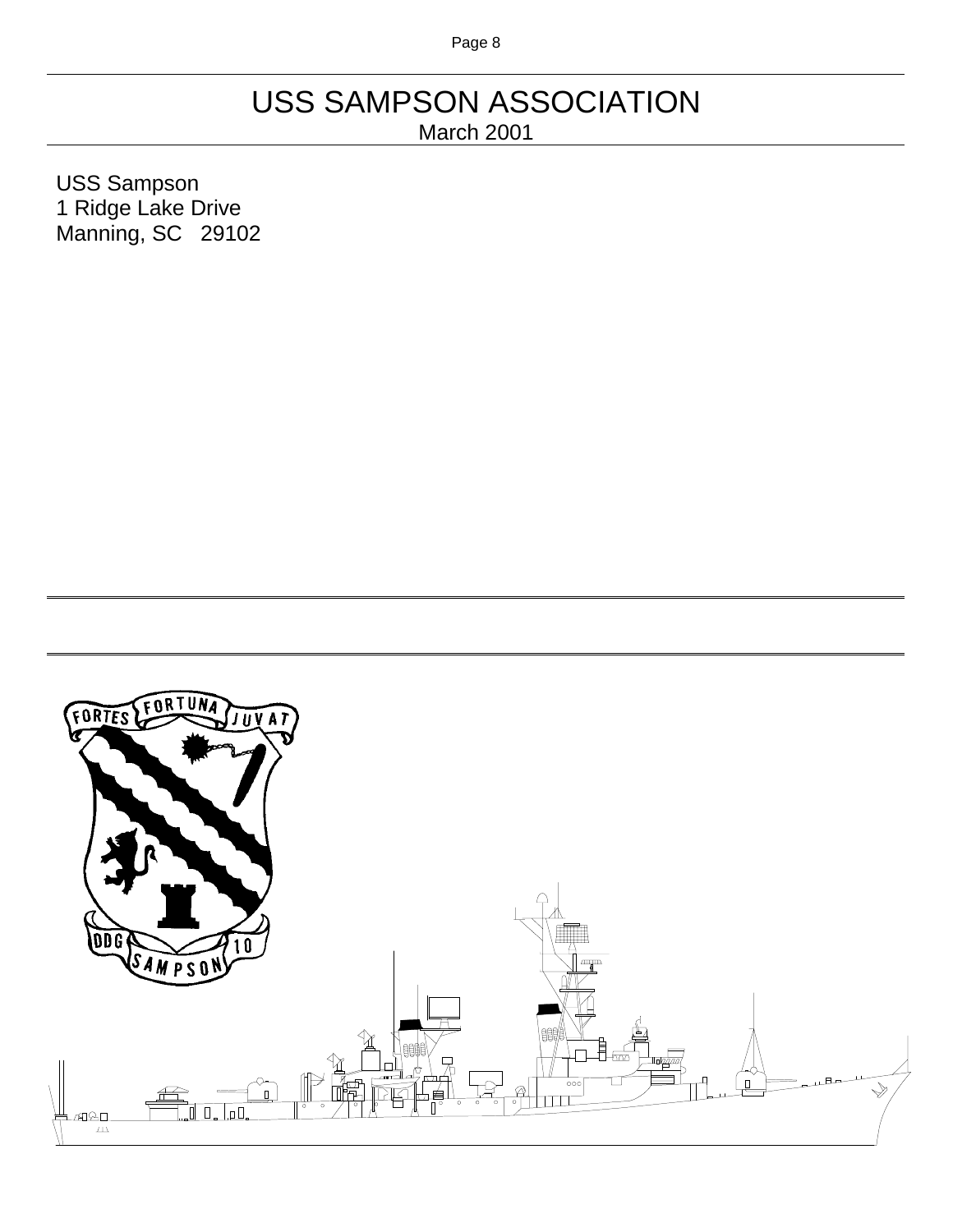# USS SAMPSON ASSOCIATION

March 2001

USS Sampson
1 Ridge Lake Drive
Manning, SC 29102